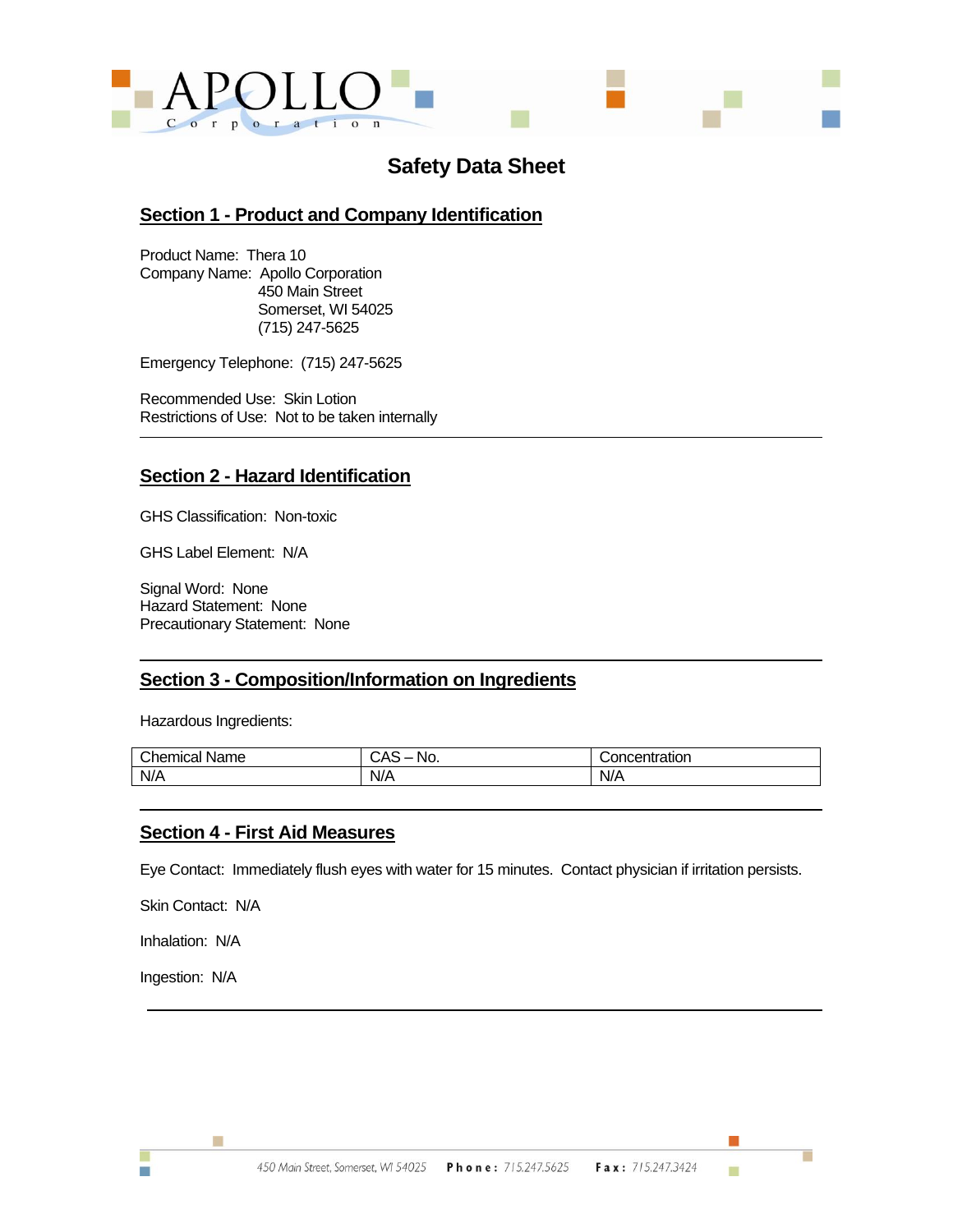# Safety Data Sheet

## Section 1 - Product and Company Identification

Product Name: Thera 10
Company Name: Apollo Corporation
450 Main Street
Somerset, WI 54025
(715) 247-5625

Emergency Telephone: (715) 247-5625

Recommended Use: Skin Lotion
Restrictions of Use: Not to be taken internally

---

## Section 2 - Hazard Identification

GHS Classification: Non-toxic

GHS Label Element: N/A

Signal Word: None
Hazard Statement: None
Precautionary Statement: None

---

## Section 3 - Composition/Information on Ingredients

Hazardous Ingredients:

| Chemical Name | CAS – No. | Concentration |
|---|---|---|
| N/A | N/A | N/A |

---

## Section 4 - First Aid Measures

Eye Contact: Immediately flush eyes with water for 15 minutes. Contact physician if irritation persists.

Skin Contact: N/A

Inhalation: N/A

Ingestion: N/A

---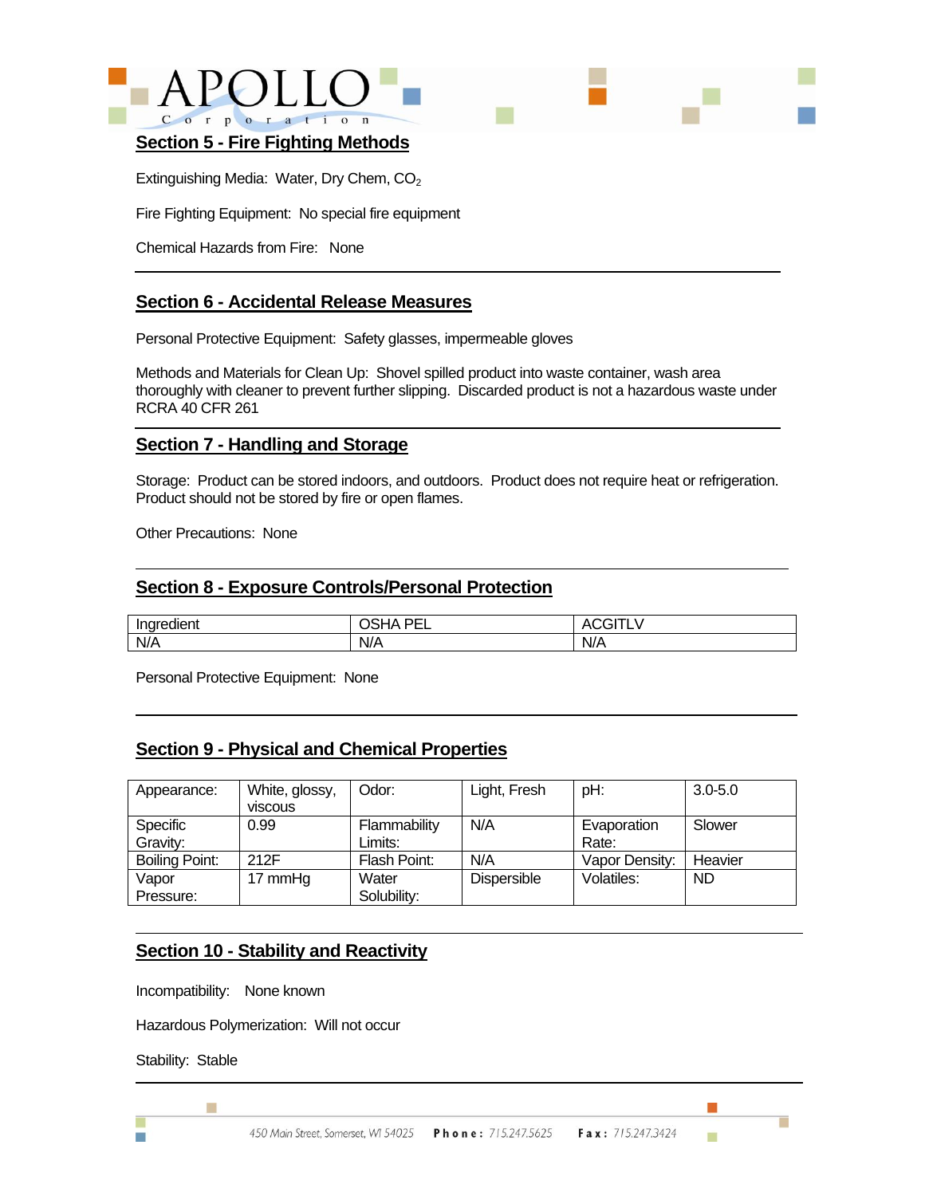## Section 5 - Fire Fighting Methods

Extinguishing Media: Water, Dry Chem, $CO_2$

Fire Fighting Equipment: No special fire equipment

Chemical Hazards from Fire: None

## Section 6 - Accidental Release Measures

Personal Protective Equipment: Safety glasses, impermeable gloves

Methods and Materials for Clean Up: Shovel spilled product into waste container, wash area thoroughly with cleaner to prevent further slipping. Discarded product is not a hazardous waste under RCRA 40 CFR 261

## Section 7 - Handling and Storage

Storage: Product can be stored indoors, and outdoors. Product does not require heat or refrigeration. Product should not be stored by fire or open flames.

Other Precautions: None

## Section 8 - Exposure Controls/Personal Protection

| Ingredient | OSHA PEL | ACGITLV |
|---|---|---|
| N/A | N/A | N/A |

Personal Protective Equipment: None

## Section 9 - Physical and Chemical Properties

| Appearance: | White, glossy, viscous | Odor: | Light, Fresh | pH: | 3.0-5.0 |
|---|---|---|---|---|---|
| Specific Gravity: | 0.99 | Flammability Limits: | N/A | Evaporation Rate: | Slower |
| Boiling Point: | 212F | Flash Point: | N/A | Vapor Density: | Heavier |
| Vapor Pressure: | 17 mmHg | Water Solubility: | Dispersible | Volatiles: | ND |

## Section 10 - Stability and Reactivity

Incompatibility: None known

Hazardous Polymerization: Will not occur

Stability: Stable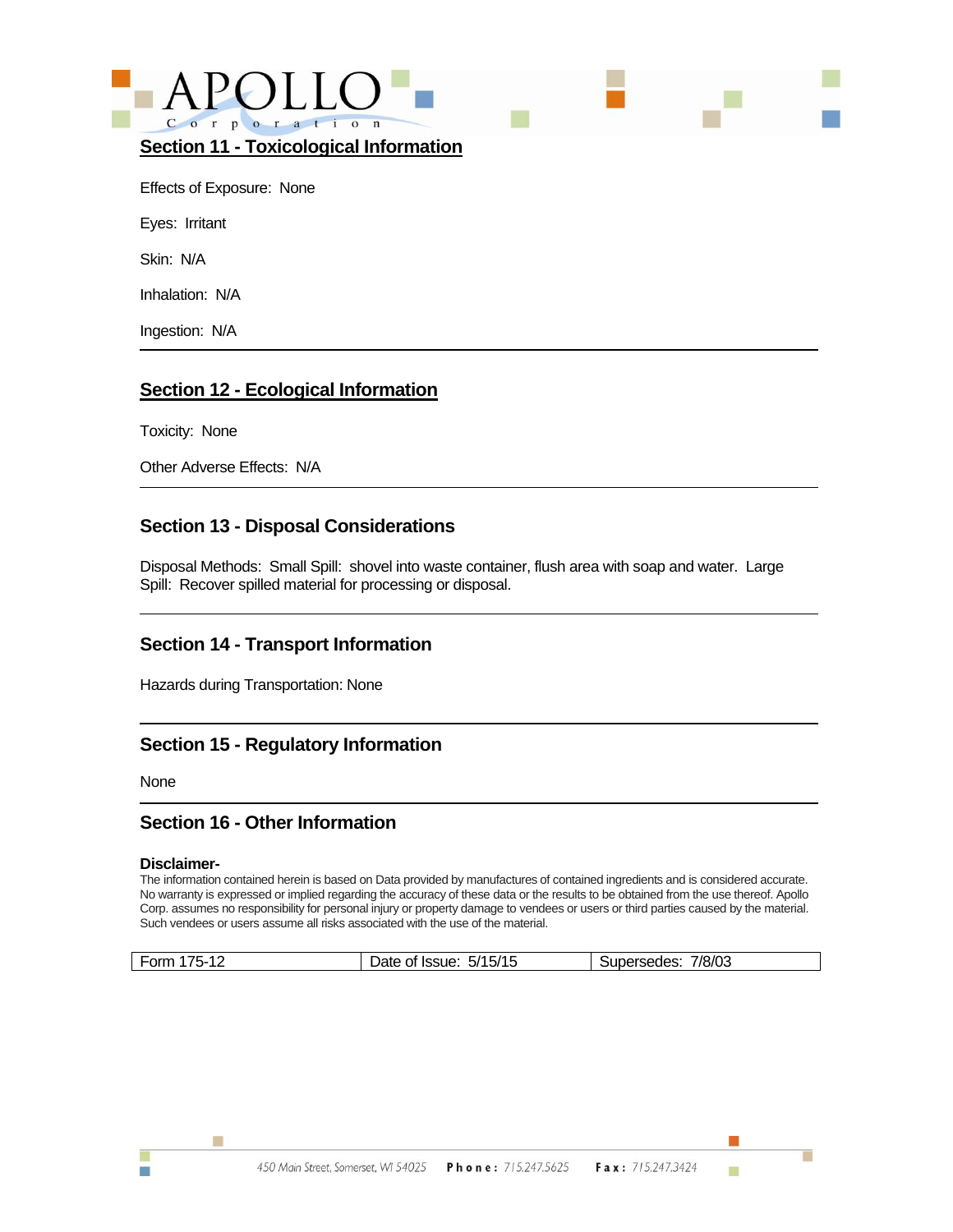## Section 11 - Toxicological Information

Effects of Exposure: None

Eyes: Irritant

Skin: N/A

Inhalation: N/A

Ingestion: N/A

## Section 12 - Ecological Information

Toxicity: None

Other Adverse Effects: N/A

## Section 13 - Disposal Considerations

Disposal Methods: Small Spill: shovel into waste container, flush area with soap and water. Large Spill: Recover spilled material for processing or disposal.

## Section 14 - Transport Information

Hazards during Transportation: None

## Section 15 - Regulatory Information

None

## Section 16 - Other Information

**Disclaimer-**

The information contained herein is based on Data provided by manufactures of contained ingredients and is considered accurate. No warranty is expressed or implied regarding the accuracy of these data or the results to be obtained from the use thereof. Apollo Corp. assumes no responsibility for personal injury or property damage to vendees or users or third parties caused by the material. Such vendees or users assume all risks associated with the use of the material.

| | | |
|---|---|---|
| Form 175-12 | Date of Issue: 5/15/15 | Supersedes: 7/8/03 |